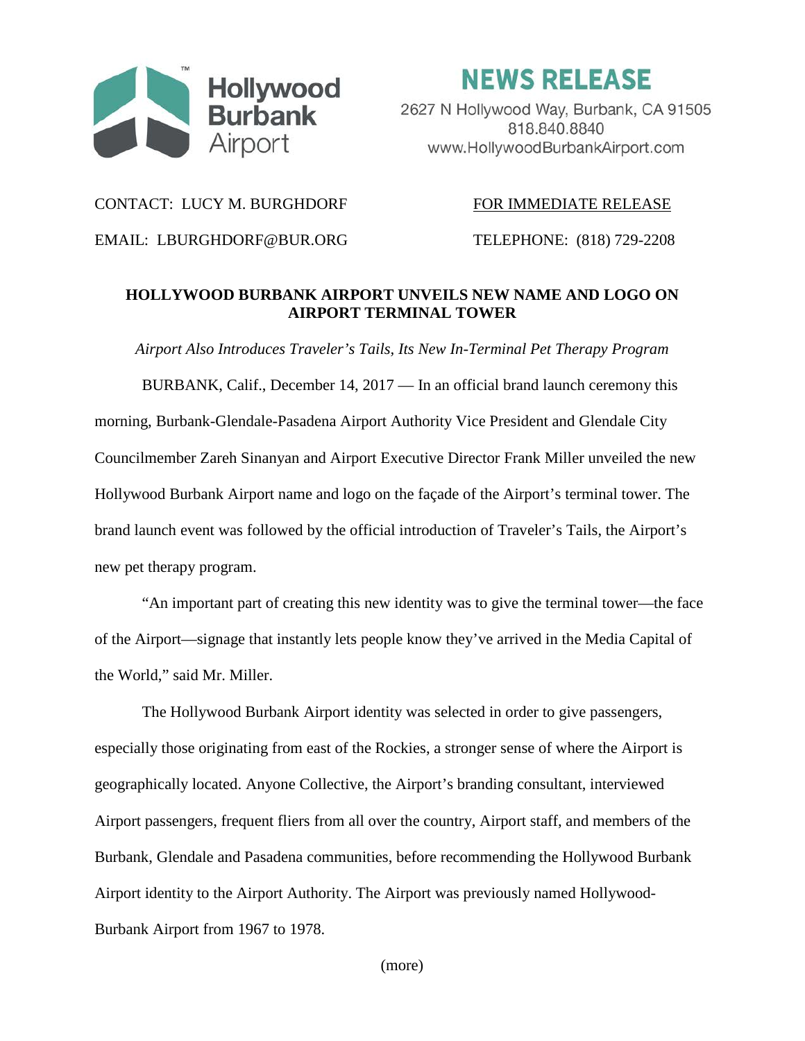Hollywood Burbank Airport

# NEWS RELEASE

2627 N Hollywood Way, Burbank, CA 91505
818.840.8840
www.HollywoodBurbankAirport.com

CONTACT: LUCY M. BURGHDORF    FOR IMMEDIATE RELEASE

EMAIL: LBURGHDORF@BUR.ORG    TELEPHONE: (818) 729-2208

## HOLLYWOOD BURBANK AIRPORT UNVEILS NEW NAME AND LOGO ON AIRPORT TERMINAL TOWER

*Airport Also Introduces Traveler's Tails, Its New In-Terminal Pet Therapy Program*

BURBANK, Calif., December 14, 2017 — In an official brand launch ceremony this morning, Burbank-Glendale-Pasadena Airport Authority Vice President and Glendale City Councilmember Zareh Sinanyan and Airport Executive Director Frank Miller unveiled the new Hollywood Burbank Airport name and logo on the façade of the Airport's terminal tower. The brand launch event was followed by the official introduction of Traveler's Tails, the Airport's new pet therapy program.

"An important part of creating this new identity was to give the terminal tower—the face of the Airport—signage that instantly lets people know they've arrived in the Media Capital of the World," said Mr. Miller.

The Hollywood Burbank Airport identity was selected in order to give passengers, especially those originating from east of the Rockies, a stronger sense of where the Airport is geographically located. Anyone Collective, the Airport's branding consultant, interviewed Airport passengers, frequent fliers from all over the country, Airport staff, and members of the Burbank, Glendale and Pasadena communities, before recommending the Hollywood Burbank Airport identity to the Airport Authority. The Airport was previously named Hollywood-Burbank Airport from 1967 to 1978.

(more)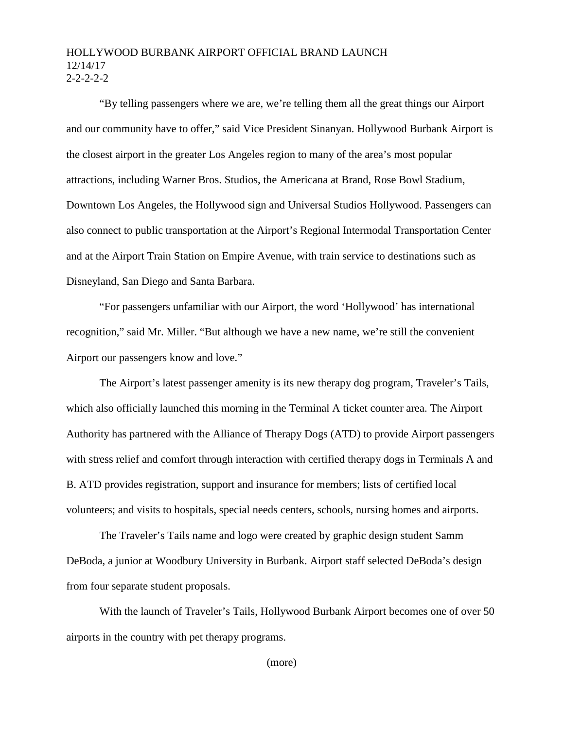"By telling passengers where we are, we're telling them all the great things our Airport and our community have to offer," said Vice President Sinanyan. Hollywood Burbank Airport is the closest airport in the greater Los Angeles region to many of the area's most popular attractions, including Warner Bros. Studios, the Americana at Brand, Rose Bowl Stadium, Downtown Los Angeles, the Hollywood sign and Universal Studios Hollywood. Passengers can also connect to public transportation at the Airport's Regional Intermodal Transportation Center and at the Airport Train Station on Empire Avenue, with train service to destinations such as Disneyland, San Diego and Santa Barbara.

"For passengers unfamiliar with our Airport, the word 'Hollywood' has international recognition," said Mr. Miller. "But although we have a new name, we're still the convenient Airport our passengers know and love."

The Airport's latest passenger amenity is its new therapy dog program, Traveler's Tails, which also officially launched this morning in the Terminal A ticket counter area. The Airport Authority has partnered with the Alliance of Therapy Dogs (ATD) to provide Airport passengers with stress relief and comfort through interaction with certified therapy dogs in Terminals A and B. ATD provides registration, support and insurance for members; lists of certified local volunteers; and visits to hospitals, special needs centers, schools, nursing homes and airports.

The Traveler's Tails name and logo were created by graphic design student Samm DeBoda, a junior at Woodbury University in Burbank. Airport staff selected DeBoda's design from four separate student proposals.

With the launch of Traveler's Tails, Hollywood Burbank Airport becomes one of over 50 airports in the country with pet therapy programs.

(more)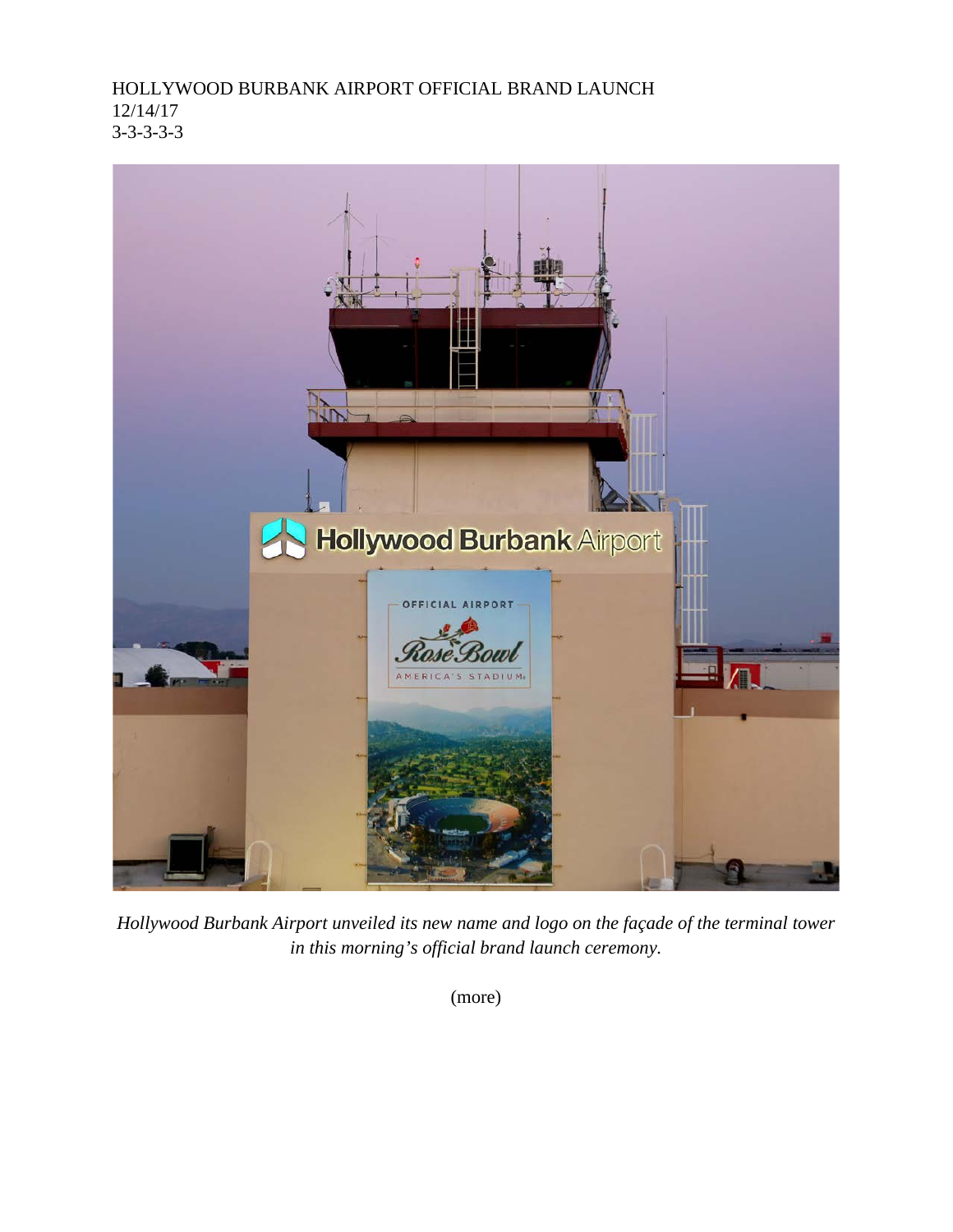HOLLYWOOD BURBANK AIRPORT OFFICIAL BRAND LAUNCH
12/14/17
3-3-3-3-3

*Hollywood Burbank Airport unveiled its new name and logo on the façade of the terminal tower in this morning's official brand launch ceremony.*

(more)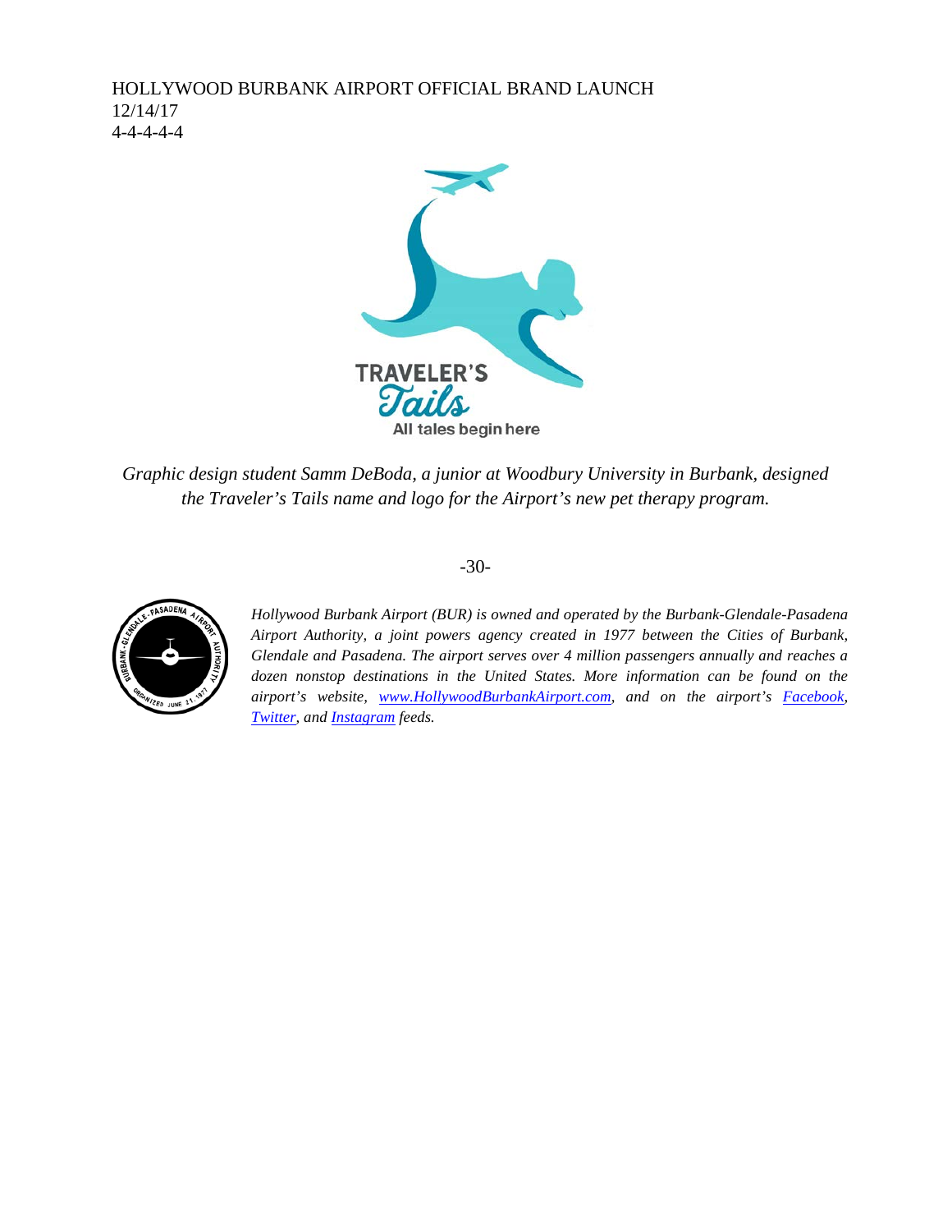HOLLYWOOD BURBANK AIRPORT OFFICIAL BRAND LAUNCH
12/14/17
4-4-4-4-4

TRAVELER'S
Tails
All tales begin here

*Graphic design student Samm DeBoda, a junior at Woodbury University in Burbank, designed the Traveler's Tails name and logo for the Airport's new pet therapy program.*

-30-

*Hollywood Burbank Airport (BUR) is owned and operated by the Burbank-Glendale-Pasadena Airport Authority, a joint powers agency created in 1977 between the Cities of Burbank, Glendale and Pasadena. The airport serves over 4 million passengers annually and reaches a dozen nonstop destinations in the United States. More information can be found on the airport's website, [www.HollywoodBurbankAirport.com](www.HollywoodBurbankAirport.com), and on the airport's Facebook, Twitter, and Instagram feeds.*